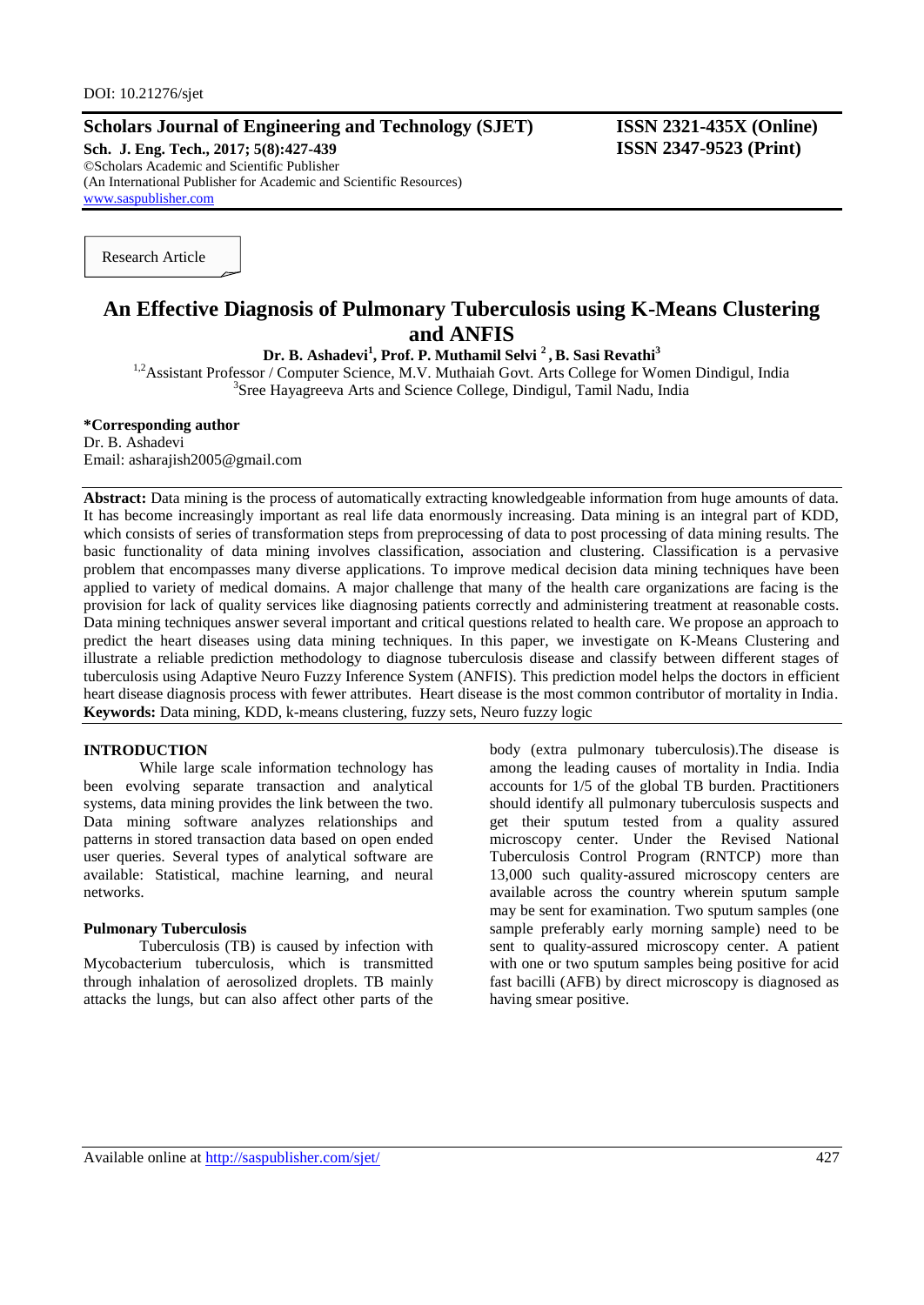DOI: 10.21276/sjet

**Scholars Journal of Engineering and Technology (SJET)** **ISSN 2321-435X (Online)**
**Sch. J. Eng. Tech., 2017; 5(8):427-439** **ISSN 2347-9523 (Print)**
©Scholars Academic and Scientific Publisher
(An International Publisher for Academic and Scientific Resources)
www.saspublisher.com

Research Article

# An Effective Diagnosis of Pulmonary Tuberculosis using K-Means Clustering and ANFIS

**Dr. B. Ashadevi[1], Prof. P. Muthamil Selvi [2], B. Sasi Revathi[3]**

[1,2]Assistant Professor / Computer Science, M.V. Muthaiah Govt. Arts College for Women Dindigul, India
[3]Sree Hayagreeva Arts and Science College, Dindigul, Tamil Nadu, India

**\*Corresponding author**
Dr. B. Ashadevi
Email: asharajish2005@gmail.com

**Abstract:** Data mining is the process of automatically extracting knowledgeable information from huge amounts of data. It has become increasingly important as real life data enormously increasing. Data mining is an integral part of KDD, which consists of series of transformation steps from preprocessing of data to post processing of data mining results. The basic functionality of data mining involves classification, association and clustering. Classification is a pervasive problem that encompasses many diverse applications. To improve medical decision data mining techniques have been applied to variety of medical domains. A major challenge that many of the health care organizations are facing is the provision for lack of quality services like diagnosing patients correctly and administering treatment at reasonable costs. Data mining techniques answer several important and critical questions related to health care. We propose an approach to predict the heart diseases using data mining techniques. In this paper, we investigate on K-Means Clustering and illustrate a reliable prediction methodology to diagnose tuberculosis disease and classify between different stages of tuberculosis using Adaptive Neuro Fuzzy Inference System (ANFIS). This prediction model helps the doctors in efficient heart disease diagnosis process with fewer attributes. Heart disease is the most common contributor of mortality in India.

**Keywords:** Data mining, KDD, k-means clustering, fuzzy sets, Neuro fuzzy logic

## INTRODUCTION

While large scale information technology has been evolving separate transaction and analytical systems, data mining provides the link between the two. Data mining software analyzes relationships and patterns in stored transaction data based on open ended user queries. Several types of analytical software are available: Statistical, machine learning, and neural networks.

### Pulmonary Tuberculosis

Tuberculosis (TB) is caused by infection with Mycobacterium tuberculosis, which is transmitted through inhalation of aerosolized droplets. TB mainly attacks the lungs, but can also affect other parts of the body (extra pulmonary tuberculosis).The disease is among the leading causes of mortality in India. India accounts for 1/5 of the global TB burden. Practitioners should identify all pulmonary tuberculosis suspects and get their sputum tested from a quality assured microscopy center. Under the Revised National Tuberculosis Control Program (RNTCP) more than 13,000 such quality-assured microscopy centers are available across the country wherein sputum sample may be sent for examination. Two sputum samples (one sample preferably early morning sample) need to be sent to quality-assured microscopy center. A patient with one or two sputum samples being positive for acid fast bacilli (AFB) by direct microscopy is diagnosed as having smear positive.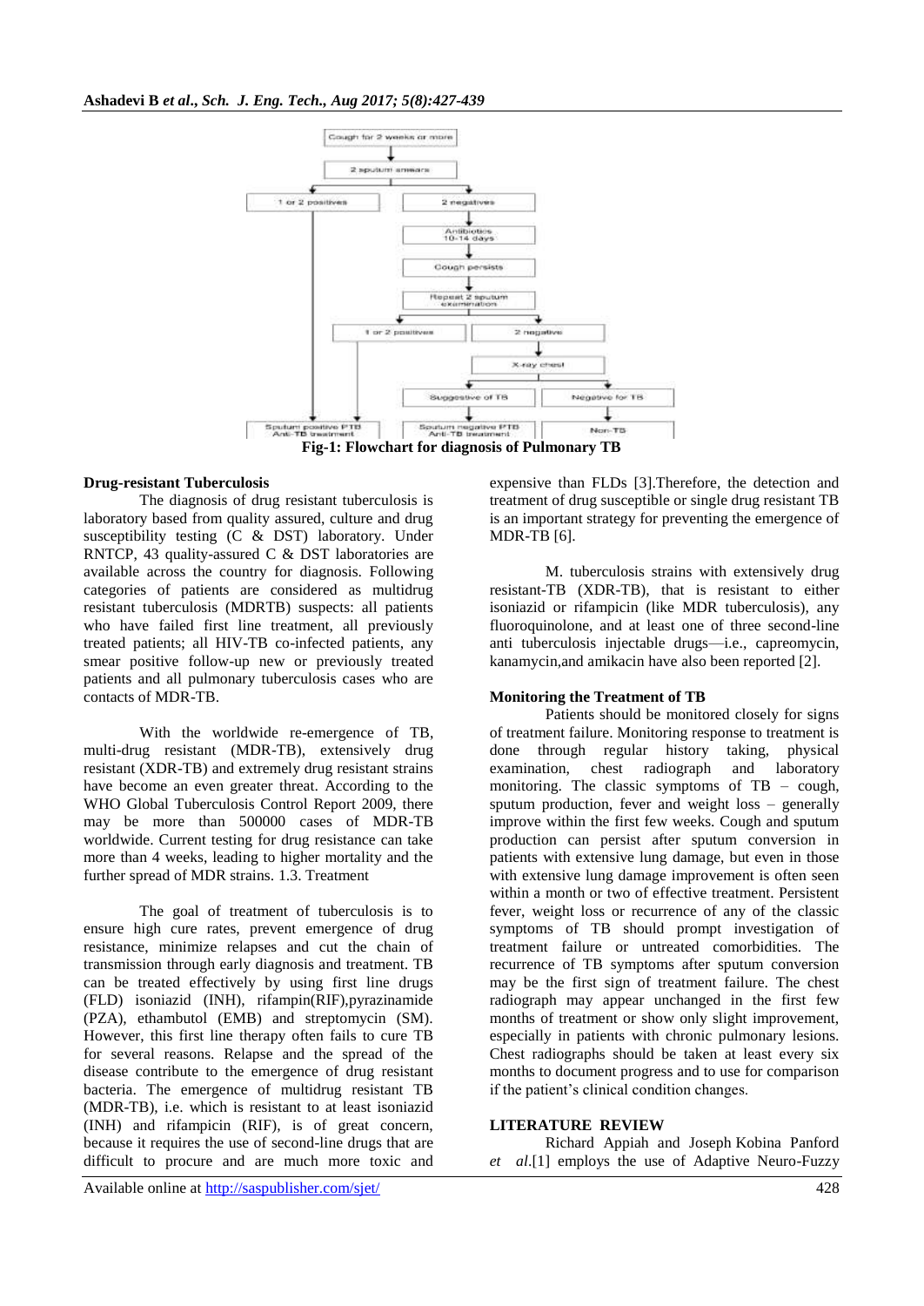Fig-1: Flowchart for diagnosis of Pulmonary TB

**Drug-resistant Tuberculosis**

The diagnosis of drug resistant tuberculosis is laboratory based from quality assured, culture and drug susceptibility testing (C & DST) laboratory. Under RNTCP, 43 quality-assured C & DST laboratories are available across the country for diagnosis. Following categories of patients are considered as multidrug resistant tuberculosis (MDRTB) suspects: all patients who have failed first line treatment, all previously treated patients; all HIV-TB co-infected patients, any smear positive follow-up new or previously treated patients and all pulmonary tuberculosis cases who are contacts of MDR-TB.

With the worldwide re-emergence of TB, multi-drug resistant (MDR-TB), extensively drug resistant (XDR-TB) and extremely drug resistant strains have become an even greater threat. According to the WHO Global Tuberculosis Control Report 2009, there may be more than 500000 cases of MDR-TB worldwide. Current testing for drug resistance can take more than 4 weeks, leading to higher mortality and the further spread of MDR strains. 1.3. Treatment

The goal of treatment of tuberculosis is to ensure high cure rates, prevent emergence of drug resistance, minimize relapses and cut the chain of transmission through early diagnosis and treatment. TB can be treated effectively by using first line drugs (FLD) isoniazid (INH), rifampin(RIF),pyrazinamide (PZA), ethambutol (EMB) and streptomycin (SM). However, this first line therapy often fails to cure TB for several reasons. Relapse and the spread of the disease contribute to the emergence of drug resistant bacteria. The emergence of multidrug resistant TB (MDR-TB), i.e. which is resistant to at least isoniazid (INH) and rifampicin (RIF), is of great concern, because it requires the use of second-line drugs that are difficult to procure and are much more toxic and expensive than FLDs [3].Therefore, the detection and treatment of drug susceptible or single drug resistant TB is an important strategy for preventing the emergence of MDR-TB [6].

M. tuberculosis strains with extensively drug resistant-TB (XDR-TB), that is resistant to either isoniazid or rifampicin (like MDR tuberculosis), any fluoroquinolone, and at least one of three second-line anti tuberculosis injectable drugs—i.e., capreomycin, kanamycin,and amikacin have also been reported [2].

**Monitoring the Treatment of TB**

Patients should be monitored closely for signs of treatment failure. Monitoring response to treatment is done through regular history taking, physical examination, chest radiograph and laboratory monitoring. The classic symptoms of TB – cough, sputum production, fever and weight loss – generally improve within the first few weeks. Cough and sputum production can persist after sputum conversion in patients with extensive lung damage, but even in those with extensive lung damage improvement is often seen within a month or two of effective treatment. Persistent fever, weight loss or recurrence of any of the classic symptoms of TB should prompt investigation of treatment failure or untreated comorbidities. The recurrence of TB symptoms after sputum conversion may be the first sign of treatment failure. The chest radiograph may appear unchanged in the first few months of treatment or show only slight improvement, especially in patients with chronic pulmonary lesions. Chest radiographs should be taken at least every six months to document progress and to use for comparison if the patient's clinical condition changes.

**LITERATURE REVIEW**

Richard Appiah and Joseph Kobina Panford *et al*.[1] employs the use of Adaptive Neuro-Fuzzy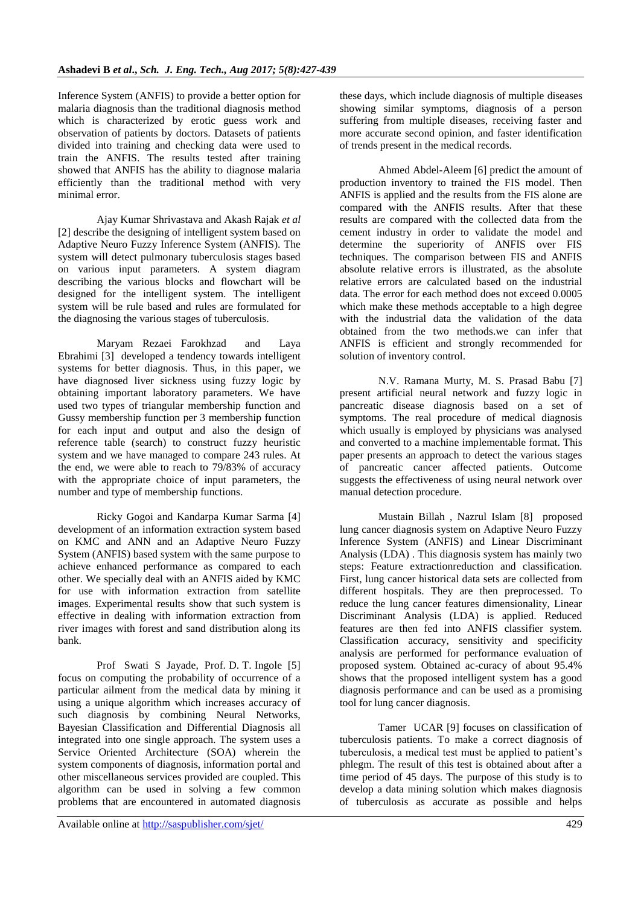Inference System (ANFIS) to provide a better option for malaria diagnosis than the traditional diagnosis method which is characterized by erotic guess work and observation of patients by doctors. Datasets of patients divided into training and checking data were used to train the ANFIS. The results tested after training showed that ANFIS has the ability to diagnose malaria efficiently than the traditional method with very minimal error.

Ajay Kumar Shrivastava and Akash Rajak *et al* [2] describe the designing of intelligent system based on Adaptive Neuro Fuzzy Inference System (ANFIS). The system will detect pulmonary tuberculosis stages based on various input parameters. A system diagram describing the various blocks and flowchart will be designed for the intelligent system. The intelligent system will be rule based and rules are formulated for the diagnosing the various stages of tuberculosis.

Maryam Rezaei Farokhzad and Laya Ebrahimi [3] developed a tendency towards intelligent systems for better diagnosis. Thus, in this paper, we have diagnosed liver sickness using fuzzy logic by obtaining important laboratory parameters. We have used two types of triangular membership function and Gussy membership function per 3 membership function for each input and output and also the design of reference table (search) to construct fuzzy heuristic system and we have managed to compare 243 rules. At the end, we were able to reach to 79/83% of accuracy with the appropriate choice of input parameters, the number and type of membership functions.

Ricky Gogoi and Kandarpa Kumar Sarma [4] development of an information extraction system based on KMC and ANN and an Adaptive Neuro Fuzzy System (ANFIS) based system with the same purpose to achieve enhanced performance as compared to each other. We specially deal with an ANFIS aided by KMC for use with information extraction from satellite images. Experimental results show that such system is effective in dealing with information extraction from river images with forest and sand distribution along its bank.

Prof Swati S Jayade, Prof. D. T. Ingole [5] focus on computing the probability of occurrence of a particular ailment from the medical data by mining it using a unique algorithm which increases accuracy of such diagnosis by combining Neural Networks, Bayesian Classification and Differential Diagnosis all integrated into one single approach. The system uses a Service Oriented Architecture (SOA) wherein the system components of diagnosis, information portal and other miscellaneous services provided are coupled. This algorithm can be used in solving a few common problems that are encountered in automated diagnosis these days, which include diagnosis of multiple diseases showing similar symptoms, diagnosis of a person suffering from multiple diseases, receiving faster and more accurate second opinion, and faster identification of trends present in the medical records.

Ahmed Abdel-Aleem [6] predict the amount of production inventory to trained the FIS model. Then ANFIS is applied and the results from the FIS alone are compared with the ANFIS results. After that these results are compared with the collected data from the cement industry in order to validate the model and determine the superiority of ANFIS over FIS techniques. The comparison between FIS and ANFIS absolute relative errors is illustrated, as the absolute relative errors are calculated based on the industrial data. The error for each method does not exceed 0.0005 which make these methods acceptable to a high degree with the industrial data the validation of the data obtained from the two methods.we can infer that ANFIS is efficient and strongly recommended for solution of inventory control.

N.V. Ramana Murty, M. S. Prasad Babu [7] present artificial neural network and fuzzy logic in pancreatic disease diagnosis based on a set of symptoms. The real procedure of medical diagnosis which usually is employed by physicians was analysed and converted to a machine implementable format. This paper presents an approach to detect the various stages of pancreatic cancer affected patients. Outcome suggests the effectiveness of using neural network over manual detection procedure.

Mustain Billah , Nazrul Islam [8] proposed lung cancer diagnosis system on Adaptive Neuro Fuzzy Inference System (ANFIS) and Linear Discriminant Analysis (LDA) . This diagnosis system has mainly two steps: Feature extractionreduction and classification. First, lung cancer historical data sets are collected from different hospitals. They are then preprocessed. To reduce the lung cancer features dimensionality, Linear Discriminant Analysis (LDA) is applied. Reduced features are then fed into ANFIS classifier system. Classification accuracy, sensitivity and specificity analysis are performed for performance evaluation of proposed system. Obtained ac-curacy of about 95.4% shows that the proposed intelligent system has a good diagnosis performance and can be used as a promising tool for lung cancer diagnosis.

Tamer UCAR [9] focuses on classification of tuberculosis patients. To make a correct diagnosis of tuberculosis, a medical test must be applied to patient's phlegm. The result of this test is obtained about after a time period of 45 days. The purpose of this study is to develop a data mining solution which makes diagnosis of tuberculosis as accurate as possible and helps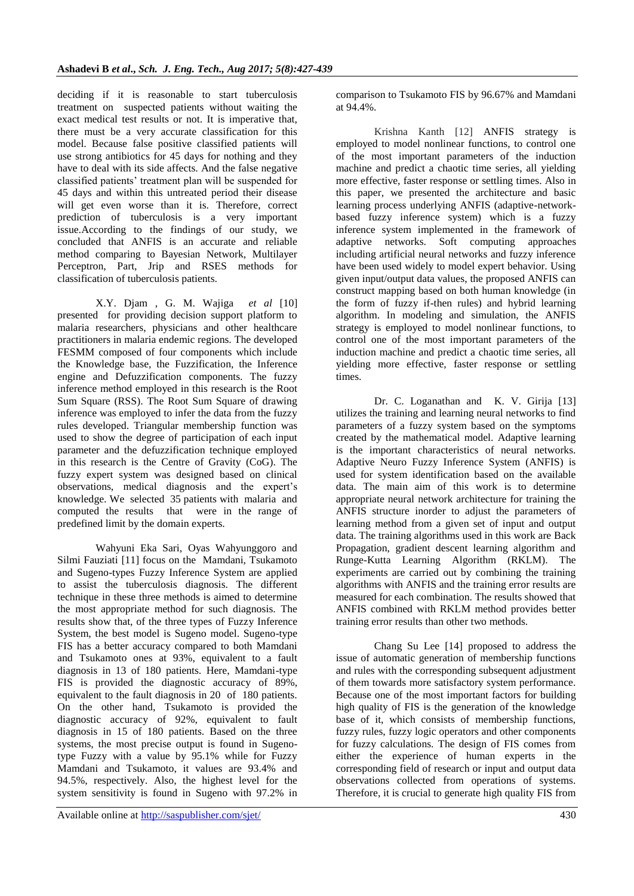deciding if it is reasonable to start tuberculosis treatment on suspected patients without waiting the exact medical test results or not. It is imperative that, there must be a very accurate classification for this model. Because false positive classified patients will use strong antibiotics for 45 days for nothing and they have to deal with its side affects. And the false negative classified patients' treatment plan will be suspended for 45 days and within this untreated period their disease will get even worse than it is. Therefore, correct prediction of tuberculosis is a very important issue.According to the findings of our study, we concluded that ANFIS is an accurate and reliable method comparing to Bayesian Network, Multilayer Perceptron, Part, Jrip and RSES methods for classification of tuberculosis patients.

X.Y. Djam , G. M. Wajiga *et al* [10] presented for providing decision support platform to malaria researchers, physicians and other healthcare practitioners in malaria endemic regions. The developed FESMM composed of four components which include the Knowledge base, the Fuzzification, the Inference engine and Defuzzification components. The fuzzy inference method employed in this research is the Root Sum Square (RSS). The Root Sum Square of drawing inference was employed to infer the data from the fuzzy rules developed. Triangular membership function was used to show the degree of participation of each input parameter and the defuzzification technique employed in this research is the Centre of Gravity (CoG). The fuzzy expert system was designed based on clinical observations, medical diagnosis and the expert's knowledge. We selected 35 patients with malaria and computed the results that were in the range of predefined limit by the domain experts.

Wahyuni Eka Sari, Oyas Wahyunggoro and Silmi Fauziati [11] focus on the Mamdani, Tsukamoto and Sugeno-types Fuzzy Inference System are applied to assist the tuberculosis diagnosis. The different technique in these three methods is aimed to determine the most appropriate method for such diagnosis. The results show that, of the three types of Fuzzy Inference System, the best model is Sugeno model. Sugeno-type FIS has a better accuracy compared to both Mamdani and Tsukamoto ones at 93%, equivalent to a fault diagnosis in 13 of 180 patients. Here, Mamdani-type FIS is provided the diagnostic accuracy of 89%, equivalent to the fault diagnosis in 20 of 180 patients. On the other hand, Tsukamoto is provided the diagnostic accuracy of 92%, equivalent to fault diagnosis in 15 of 180 patients. Based on the three systems, the most precise output is found in Sugeno-type Fuzzy with a value by 95.1% while for Fuzzy Mamdani and Tsukamoto, it values are 93.4% and 94.5%, respectively. Also, the highest level for the system sensitivity is found in Sugeno with 97.2% in comparison to Tsukamoto FIS by 96.67% and Mamdani at 94.4%.

Krishna Kanth [12] ANFIS strategy is employed to model nonlinear functions, to control one of the most important parameters of the induction machine and predict a chaotic time series, all yielding more effective, faster response or settling times. Also in this paper, we presented the architecture and basic learning process underlying ANFIS (adaptive-network-based fuzzy inference system) which is a fuzzy inference system implemented in the framework of adaptive networks. Soft computing approaches including artificial neural networks and fuzzy inference have been used widely to model expert behavior. Using given input/output data values, the proposed ANFIS can construct mapping based on both human knowledge (in the form of fuzzy if-then rules) and hybrid learning algorithm. In modeling and simulation, the ANFIS strategy is employed to model nonlinear functions, to control one of the most important parameters of the induction machine and predict a chaotic time series, all yielding more effective, faster response or settling times.

Dr. C. Loganathan and K. V. Girija [13] utilizes the training and learning neural networks to find parameters of a fuzzy system based on the symptoms created by the mathematical model. Adaptive learning is the important characteristics of neural networks. Adaptive Neuro Fuzzy Inference System (ANFIS) is used for system identification based on the available data. The main aim of this work is to determine appropriate neural network architecture for training the ANFIS structure inorder to adjust the parameters of learning method from a given set of input and output data. The training algorithms used in this work are Back Propagation, gradient descent learning algorithm and Runge-Kutta Learning Algorithm (RKLM). The experiments are carried out by combining the training algorithms with ANFIS and the training error results are measured for each combination. The results showed that ANFIS combined with RKLM method provides better training error results than other two methods.

Chang Su Lee [14] proposed to address the issue of automatic generation of membership functions and rules with the corresponding subsequent adjustment of them towards more satisfactory system performance. Because one of the most important factors for building high quality of FIS is the generation of the knowledge base of it, which consists of membership functions, fuzzy rules, fuzzy logic operators and other components for fuzzy calculations. The design of FIS comes from either the experience of human experts in the corresponding field of research or input and output data observations collected from operations of systems. Therefore, it is crucial to generate high quality FIS from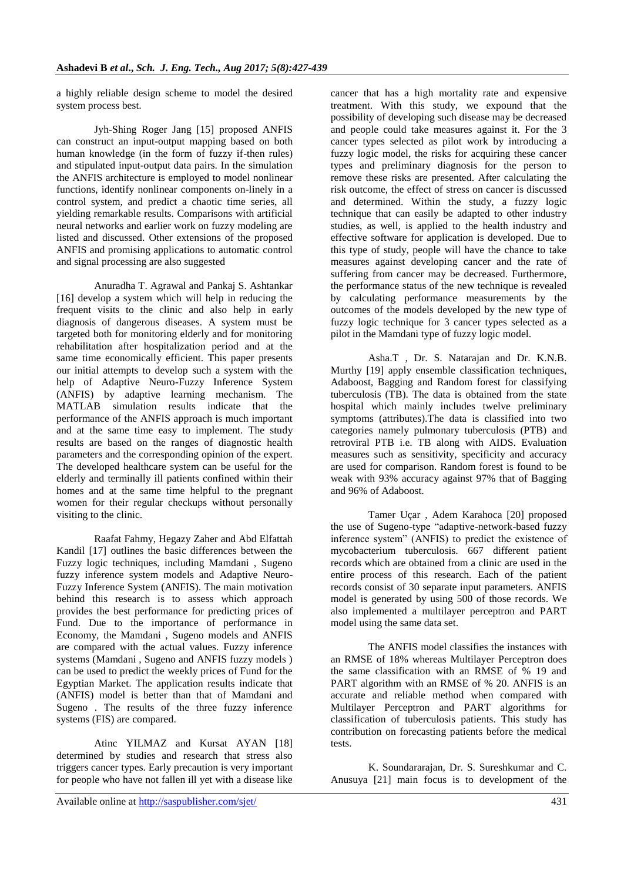a highly reliable design scheme to model the desired system process best.

Jyh-Shing Roger Jang [15] proposed ANFIS can construct an input-output mapping based on both human knowledge (in the form of fuzzy if-then rules) and stipulated input-output data pairs. In the simulation the ANFIS architecture is employed to model nonlinear functions, identify nonlinear components on-linely in a control system, and predict a chaotic time series, all yielding remarkable results. Comparisons with artificial neural networks and earlier work on fuzzy modeling are listed and discussed. Other extensions of the proposed ANFIS and promising applications to automatic control and signal processing are also suggested

Anuradha T. Agrawal and Pankaj S. Ashtankar [16] develop a system which will help in reducing the frequent visits to the clinic and also help in early diagnosis of dangerous diseases. A system must be targeted both for monitoring elderly and for monitoring rehabilitation after hospitalization period and at the same time economically efficient. This paper presents our initial attempts to develop such a system with the help of Adaptive Neuro-Fuzzy Inference System (ANFIS) by adaptive learning mechanism. The MATLAB simulation results indicate that the performance of the ANFIS approach is much important and at the same time easy to implement. The study results are based on the ranges of diagnostic health parameters and the corresponding opinion of the expert. The developed healthcare system can be useful for the elderly and terminally ill patients confined within their homes and at the same time helpful to the pregnant women for their regular checkups without personally visiting to the clinic.

Raafat Fahmy, Hegazy Zaher and Abd Elfattah Kandil [17] outlines the basic differences between the Fuzzy logic techniques, including Mamdani , Sugeno fuzzy inference system models and Adaptive Neuro-Fuzzy Inference System (ANFIS). The main motivation behind this research is to assess which approach provides the best performance for predicting prices of Fund. Due to the importance of performance in Economy, the Mamdani , Sugeno models and ANFIS are compared with the actual values. Fuzzy inference systems (Mamdani , Sugeno and ANFIS fuzzy models ) can be used to predict the weekly prices of Fund for the Egyptian Market. The application results indicate that (ANFIS) model is better than that of Mamdani and Sugeno . The results of the three fuzzy inference systems (FIS) are compared.

Atinc YILMAZ and Kursat AYAN [18] determined by studies and research that stress also triggers cancer types. Early precaution is very important for people who have not fallen ill yet with a disease like cancer that has a high mortality rate and expensive treatment. With this study, we expound that the possibility of developing such disease may be decreased and people could take measures against it. For the 3 cancer types selected as pilot work by introducing a fuzzy logic model, the risks for acquiring these cancer types and preliminary diagnosis for the person to remove these risks are presented. After calculating the risk outcome, the effect of stress on cancer is discussed and determined. Within the study, a fuzzy logic technique that can easily be adapted to other industry studies, as well, is applied to the health industry and effective software for application is developed. Due to this type of study, people will have the chance to take measures against developing cancer and the rate of suffering from cancer may be decreased. Furthermore, the performance status of the new technique is revealed by calculating performance measurements by the outcomes of the models developed by the new type of fuzzy logic technique for 3 cancer types selected as a pilot in the Mamdani type of fuzzy logic model.

Asha.T , Dr. S. Natarajan and Dr. K.N.B. Murthy [19] apply ensemble classification techniques, Adaboost, Bagging and Random forest for classifying tuberculosis (TB). The data is obtained from the state hospital which mainly includes twelve preliminary symptoms (attributes).The data is classified into two categories namely pulmonary tuberculosis (PTB) and retroviral PTB i.e. TB along with AIDS. Evaluation measures such as sensitivity, specificity and accuracy are used for comparison. Random forest is found to be weak with 93% accuracy against 97% that of Bagging and 96% of Adaboost.

Tamer Uçar , Adem Karahoca [20] proposed the use of Sugeno-type "adaptive-network-based fuzzy inference system" (ANFIS) to predict the existence of mycobacterium tuberculosis. 667 different patient records which are obtained from a clinic are used in the entire process of this research. Each of the patient records consist of 30 separate input parameters. ANFIS model is generated by using 500 of those records. We also implemented a multilayer perceptron and PART model using the same data set.

The ANFIS model classifies the instances with an RMSE of 18% whereas Multilayer Perceptron does the same classification with an RMSE of % 19 and PART algorithm with an RMSE of % 20. ANFIS is an accurate and reliable method when compared with Multilayer Perceptron and PART algorithms for classification of tuberculosis patients. This study has contribution on forecasting patients before the medical tests.

K. Soundararajan, Dr. S. Sureshkumar and C. Anusuya [21] main focus is to development of the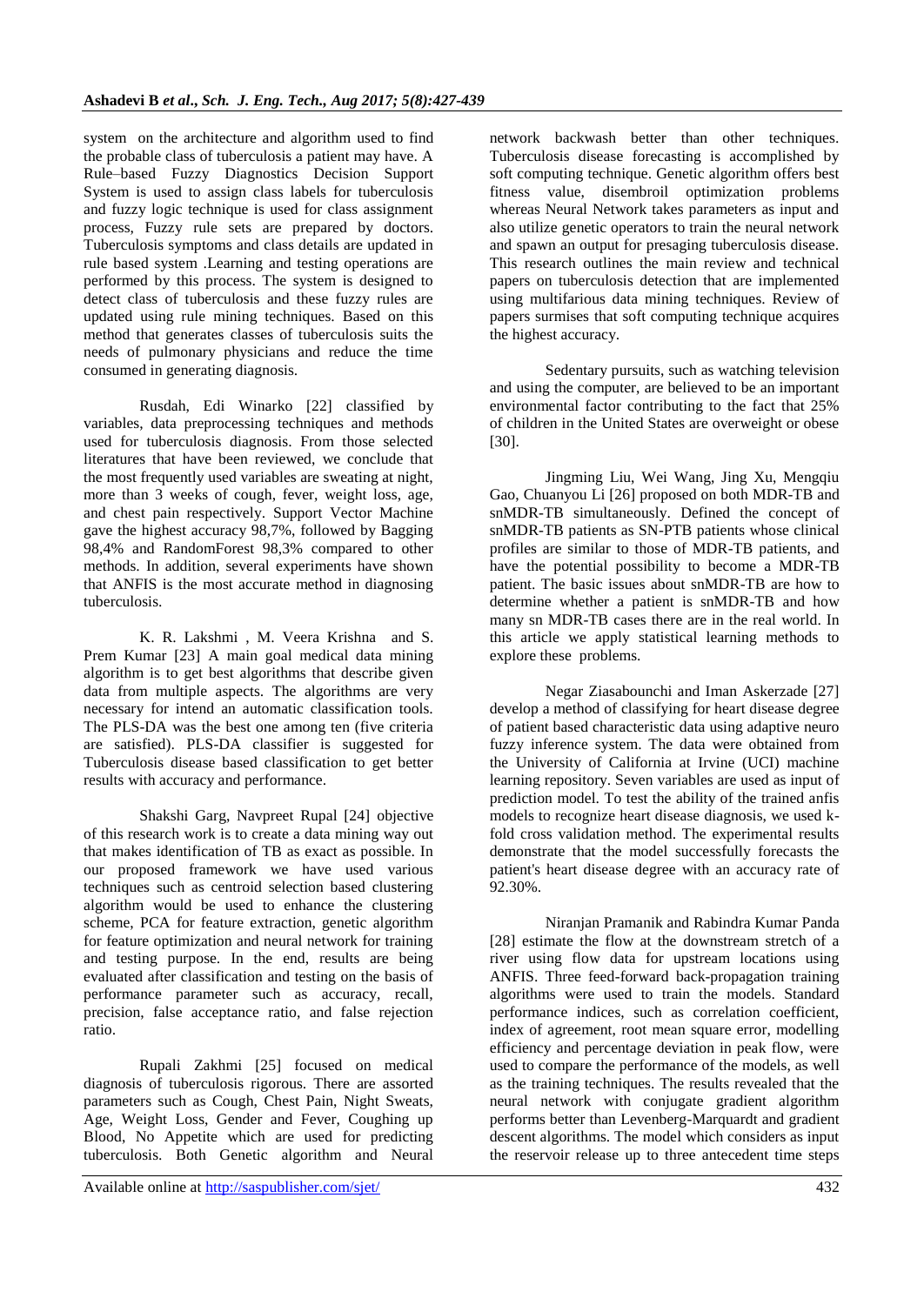system on the architecture and algorithm used to find the probable class of tuberculosis a patient may have. A Rule–based Fuzzy Diagnostics Decision Support System is used to assign class labels for tuberculosis and fuzzy logic technique is used for class assignment process, Fuzzy rule sets are prepared by doctors. Tuberculosis symptoms and class details are updated in rule based system .Learning and testing operations are performed by this process. The system is designed to detect class of tuberculosis and these fuzzy rules are updated using rule mining techniques. Based on this method that generates classes of tuberculosis suits the needs of pulmonary physicians and reduce the time consumed in generating diagnosis.

Rusdah, Edi Winarko [22] classified by variables, data preprocessing techniques and methods used for tuberculosis diagnosis. From those selected literatures that have been reviewed, we conclude that the most frequently used variables are sweating at night, more than 3 weeks of cough, fever, weight loss, age, and chest pain respectively. Support Vector Machine gave the highest accuracy 98,7%, followed by Bagging 98,4% and RandomForest 98,3% compared to other methods. In addition, several experiments have shown that ANFIS is the most accurate method in diagnosing tuberculosis.

K. R. Lakshmi , M. Veera Krishna and S. Prem Kumar [23] A main goal medical data mining algorithm is to get best algorithms that describe given data from multiple aspects. The algorithms are very necessary for intend an automatic classification tools. The PLS-DA was the best one among ten (five criteria are satisfied). PLS-DA classifier is suggested for Tuberculosis disease based classification to get better results with accuracy and performance.

Shakshi Garg, Navpreet Rupal [24] objective of this research work is to create a data mining way out that makes identification of TB as exact as possible. In our proposed framework we have used various techniques such as centroid selection based clustering algorithm would be used to enhance the clustering scheme, PCA for feature extraction, genetic algorithm for feature optimization and neural network for training and testing purpose. In the end, results are being evaluated after classification and testing on the basis of performance parameter such as accuracy, recall, precision, false acceptance ratio, and false rejection ratio.

Rupali Zakhmi [25] focused on medical diagnosis of tuberculosis rigorous. There are assorted parameters such as Cough, Chest Pain, Night Sweats, Age, Weight Loss, Gender and Fever, Coughing up Blood, No Appetite which are used for predicting tuberculosis. Both Genetic algorithm and Neural network backwash better than other techniques. Tuberculosis disease forecasting is accomplished by soft computing technique. Genetic algorithm offers best fitness value, disembroil optimization problems whereas Neural Network takes parameters as input and also utilize genetic operators to train the neural network and spawn an output for presaging tuberculosis disease. This research outlines the main review and technical papers on tuberculosis detection that are implemented using multifarious data mining techniques. Review of papers surmises that soft computing technique acquires the highest accuracy.

Sedentary pursuits, such as watching television and using the computer, are believed to be an important environmental factor contributing to the fact that 25% of children in the United States are overweight or obese [30].

Jingming Liu, Wei Wang, Jing Xu, Mengqiu Gao, Chuanyou Li [26] proposed on both MDR-TB and snMDR-TB simultaneously. Defined the concept of snMDR-TB patients as SN-PTB patients whose clinical profiles are similar to those of MDR-TB patients, and have the potential possibility to become a MDR-TB patient. The basic issues about snMDR-TB are how to determine whether a patient is snMDR-TB and how many sn MDR-TB cases there are in the real world. In this article we apply statistical learning methods to explore these problems.

Negar Ziasabounchi and Iman Askerzade [27] develop a method of classifying for heart disease degree of patient based characteristic data using adaptive neuro fuzzy inference system. The data were obtained from the University of California at Irvine (UCI) machine learning repository. Seven variables are used as input of prediction model. To test the ability of the trained anfis models to recognize heart disease diagnosis, we used k-fold cross validation method. The experimental results demonstrate that the model successfully forecasts the patient's heart disease degree with an accuracy rate of 92.30%.

Niranjan Pramanik and Rabindra Kumar Panda [28] estimate the flow at the downstream stretch of a river using flow data for upstream locations using ANFIS. Three feed-forward back-propagation training algorithms were used to train the models. Standard performance indices, such as correlation coefficient, index of agreement, root mean square error, modelling efficiency and percentage deviation in peak flow, were used to compare the performance of the models, as well as the training techniques. The results revealed that the neural network with conjugate gradient algorithm performs better than Levenberg-Marquardt and gradient descent algorithms. The model which considers as input the reservoir release up to three antecedent time steps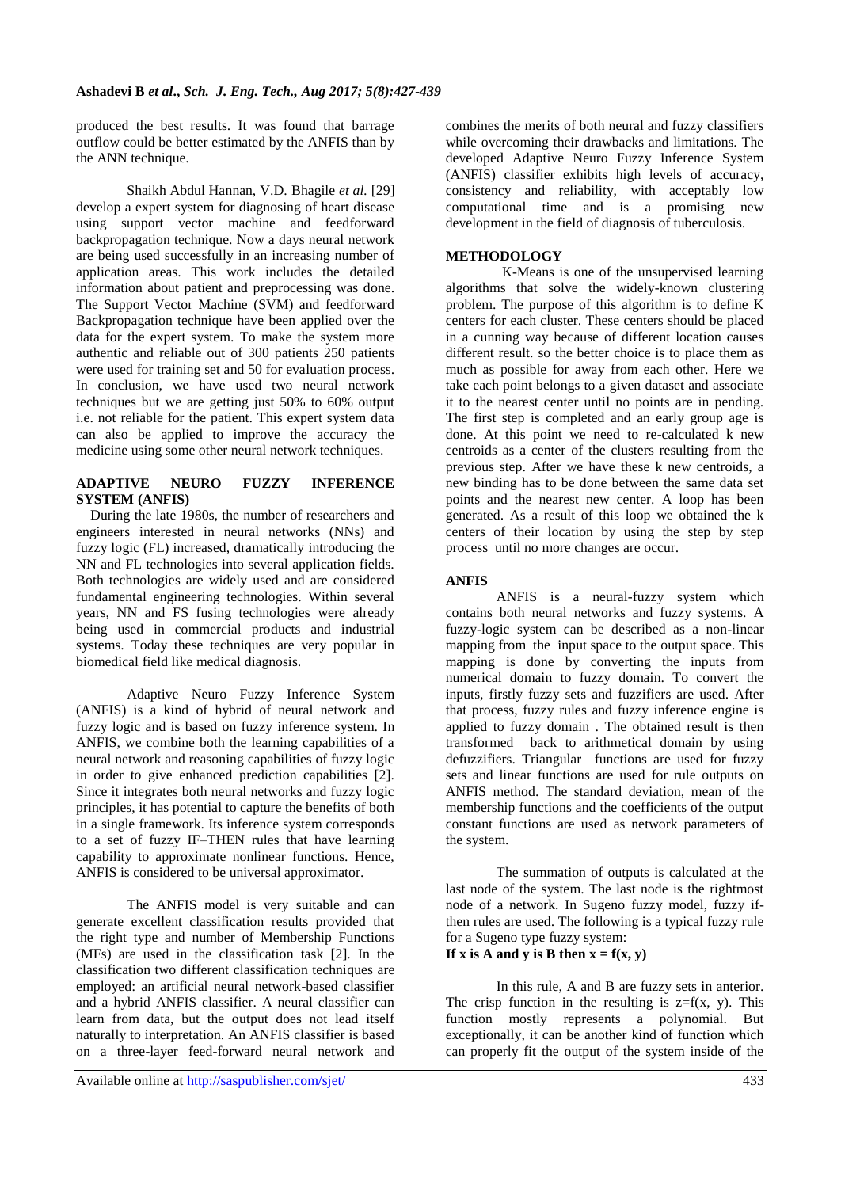produced the best results. It was found that barrage outflow could be better estimated by the ANFIS than by the ANN technique.

Shaikh Abdul Hannan, V.D. Bhagile *et al.* [29] develop a expert system for diagnosing of heart disease using support vector machine and feedforward backpropagation technique. Now a days neural network are being used successfully in an increasing number of application areas. This work includes the detailed information about patient and preprocessing was done. The Support Vector Machine (SVM) and feedforward Backpropagation technique have been applied over the data for the expert system. To make the system more authentic and reliable out of 300 patients 250 patients were used for training set and 50 for evaluation process. In conclusion, we have used two neural network techniques but we are getting just 50% to 60% output i.e. not reliable for the patient. This expert system data can also be applied to improve the accuracy the medicine using some other neural network techniques.

## ADAPTIVE NEURO FUZZY INFERENCE SYSTEM (ANFIS)

During the late 1980s, the number of researchers and engineers interested in neural networks (NNs) and fuzzy logic (FL) increased, dramatically introducing the NN and FL technologies into several application fields. Both technologies are widely used and are considered fundamental engineering technologies. Within several years, NN and FS fusing technologies were already being used in commercial products and industrial systems. Today these techniques are very popular in biomedical field like medical diagnosis.

Adaptive Neuro Fuzzy Inference System (ANFIS) is a kind of hybrid of neural network and fuzzy logic and is based on fuzzy inference system. In ANFIS, we combine both the learning capabilities of a neural network and reasoning capabilities of fuzzy logic in order to give enhanced prediction capabilities [2]. Since it integrates both neural networks and fuzzy logic principles, it has potential to capture the benefits of both in a single framework. Its inference system corresponds to a set of fuzzy IF–THEN rules that have learning capability to approximate nonlinear functions. Hence, ANFIS is considered to be universal approximator.

The ANFIS model is very suitable and can generate excellent classification results provided that the right type and number of Membership Functions (MFs) are used in the classification task [2]. In the classification two different classification techniques are employed: an artificial neural network-based classifier and a hybrid ANFIS classifier. A neural classifier can learn from data, but the output does not lead itself naturally to interpretation. An ANFIS classifier is based on a three-layer feed-forward neural network and combines the merits of both neural and fuzzy classifiers while overcoming their drawbacks and limitations. The developed Adaptive Neuro Fuzzy Inference System (ANFIS) classifier exhibits high levels of accuracy, consistency and reliability, with acceptably low computational time and is a promising new development in the field of diagnosis of tuberculosis.

## METHODOLOGY

K-Means is one of the unsupervised learning algorithms that solve the widely-known clustering problem. The purpose of this algorithm is to define K centers for each cluster. These centers should be placed in a cunning way because of different location causes different result. so the better choice is to place them as much as possible for away from each other. Here we take each point belongs to a given dataset and associate it to the nearest center until no points are in pending. The first step is completed and an early group age is done. At this point we need to re-calculated k new centroids as a center of the clusters resulting from the previous step. After we have these k new centroids, a new binding has to be done between the same data set points and the nearest new center. A loop has been generated. As a result of this loop we obtained the k centers of their location by using the step by step process until no more changes are occur.

## ANFIS

ANFIS is a neural-fuzzy system which contains both neural networks and fuzzy systems. A fuzzy-logic system can be described as a non-linear mapping from the input space to the output space. This mapping is done by converting the inputs from numerical domain to fuzzy domain. To convert the inputs, firstly fuzzy sets and fuzzifiers are used. After that process, fuzzy rules and fuzzy inference engine is applied to fuzzy domain . The obtained result is then transformed back to arithmetical domain by using defuzzifiers. Triangular functions are used for fuzzy sets and linear functions are used for rule outputs on ANFIS method. The standard deviation, mean of the membership functions and the coefficients of the output constant functions are used as network parameters of the system.

The summation of outputs is calculated at the last node of the system. The last node is the rightmost node of a network. In Sugeno fuzzy model, fuzzy if-then rules are used. The following is a typical fuzzy rule for a Sugeno type fuzzy system:

**If x is A and y is B then x = f(x, y)**

In this rule, A and B are fuzzy sets in anterior. The crisp function in the resulting is $z=f(x, y)$. This function mostly represents a polynomial. But exceptionally, it can be another kind of function which can properly fit the output of the system inside of the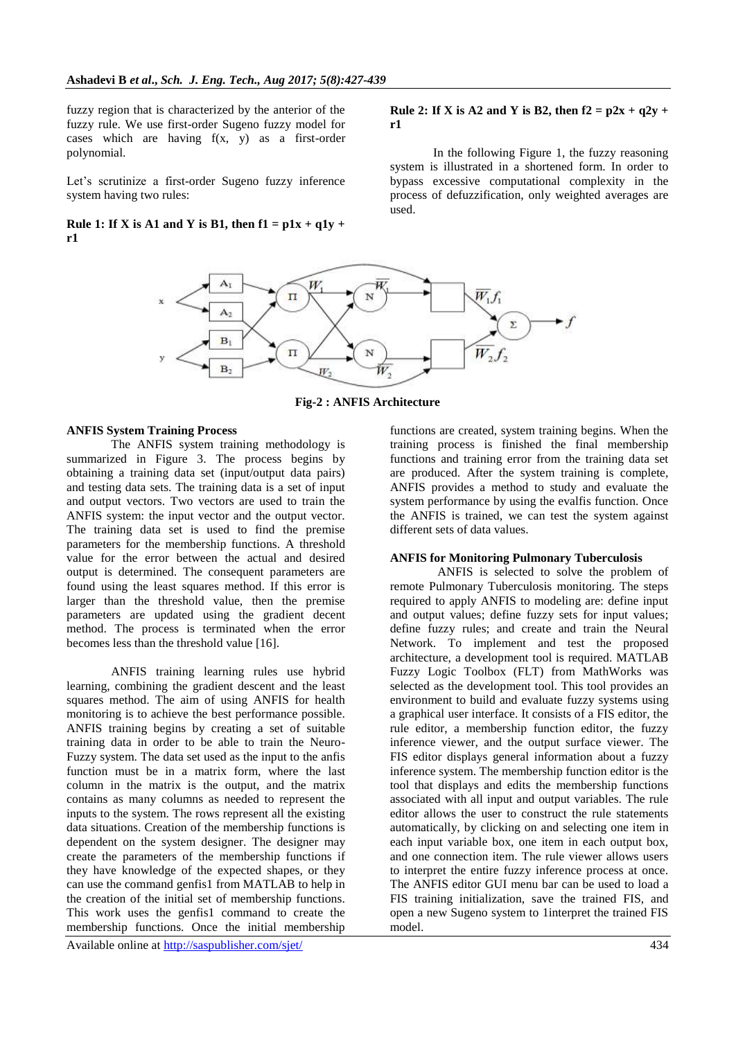fuzzy region that is characterized by the anterior of the fuzzy rule. We use first-order Sugeno fuzzy model for cases which are having f(x, y) as a first-order polynomial.

Let's scrutinize a first-order Sugeno fuzzy inference system having two rules:

**Rule 1: If X is A1 and Y is B1, then f1 = p1x + q1y + r1**

**Rule 2: If X is A2 and Y is B2, then f2 = p2x + q2y + r1**

In the following Figure 1, the fuzzy reasoning system is illustrated in a shortened form. In order to bypass excessive computational complexity in the process of defuzzification, only weighted averages are used.

**Fig-2 : ANFIS Architecture**

### ANFIS System Training Process

The ANFIS system training methodology is summarized in Figure 3. The process begins by obtaining a training data set (input/output data pairs) and testing data sets. The training data is a set of input and output vectors. Two vectors are used to train the ANFIS system: the input vector and the output vector. The training data set is used to find the premise parameters for the membership functions. A threshold value for the error between the actual and desired output is determined. The consequent parameters are found using the least squares method. If this error is larger than the threshold value, then the premise parameters are updated using the gradient decent method. The process is terminated when the error becomes less than the threshold value [16].

ANFIS training learning rules use hybrid learning, combining the gradient descent and the least squares method. The aim of using ANFIS for health monitoring is to achieve the best performance possible. ANFIS training begins by creating a set of suitable training data in order to be able to train the Neuro-Fuzzy system. The data set used as the input to the anfis function must be in a matrix form, where the last column in the matrix is the output, and the matrix contains as many columns as needed to represent the inputs to the system. The rows represent all the existing data situations. Creation of the membership functions is dependent on the system designer. The designer may create the parameters of the membership functions if they have knowledge of the expected shapes, or they can use the command genfis1 from MATLAB to help in the creation of the initial set of membership functions. This work uses the genfis1 command to create the membership functions. Once the initial membership functions are created, system training begins. When the training process is finished the final membership functions and training error from the training data set are produced. After the system training is complete, ANFIS provides a method to study and evaluate the system performance by using the evalfis function. Once the ANFIS is trained, we can test the system against different sets of data values.

### ANFIS for Monitoring Pulmonary Tuberculosis

ANFIS is selected to solve the problem of remote Pulmonary Tuberculosis monitoring. The steps required to apply ANFIS to modeling are: define input and output values; define fuzzy sets for input values; define fuzzy rules; and create and train the Neural Network. To implement and test the proposed architecture, a development tool is required. MATLAB Fuzzy Logic Toolbox (FLT) from MathWorks was selected as the development tool. This tool provides an environment to build and evaluate fuzzy systems using a graphical user interface. It consists of a FIS editor, the rule editor, a membership function editor, the fuzzy inference viewer, and the output surface viewer. The FIS editor displays general information about a fuzzy inference system. The membership function editor is the tool that displays and edits the membership functions associated with all input and output variables. The rule editor allows the user to construct the rule statements automatically, by clicking on and selecting one item in each input variable box, one item in each output box, and one connection item. The rule viewer allows users to interpret the entire fuzzy inference process at once. The ANFIS editor GUI menu bar can be used to load a FIS training initialization, save the trained FIS, and open a new Sugeno system to 1interpret the trained FIS model.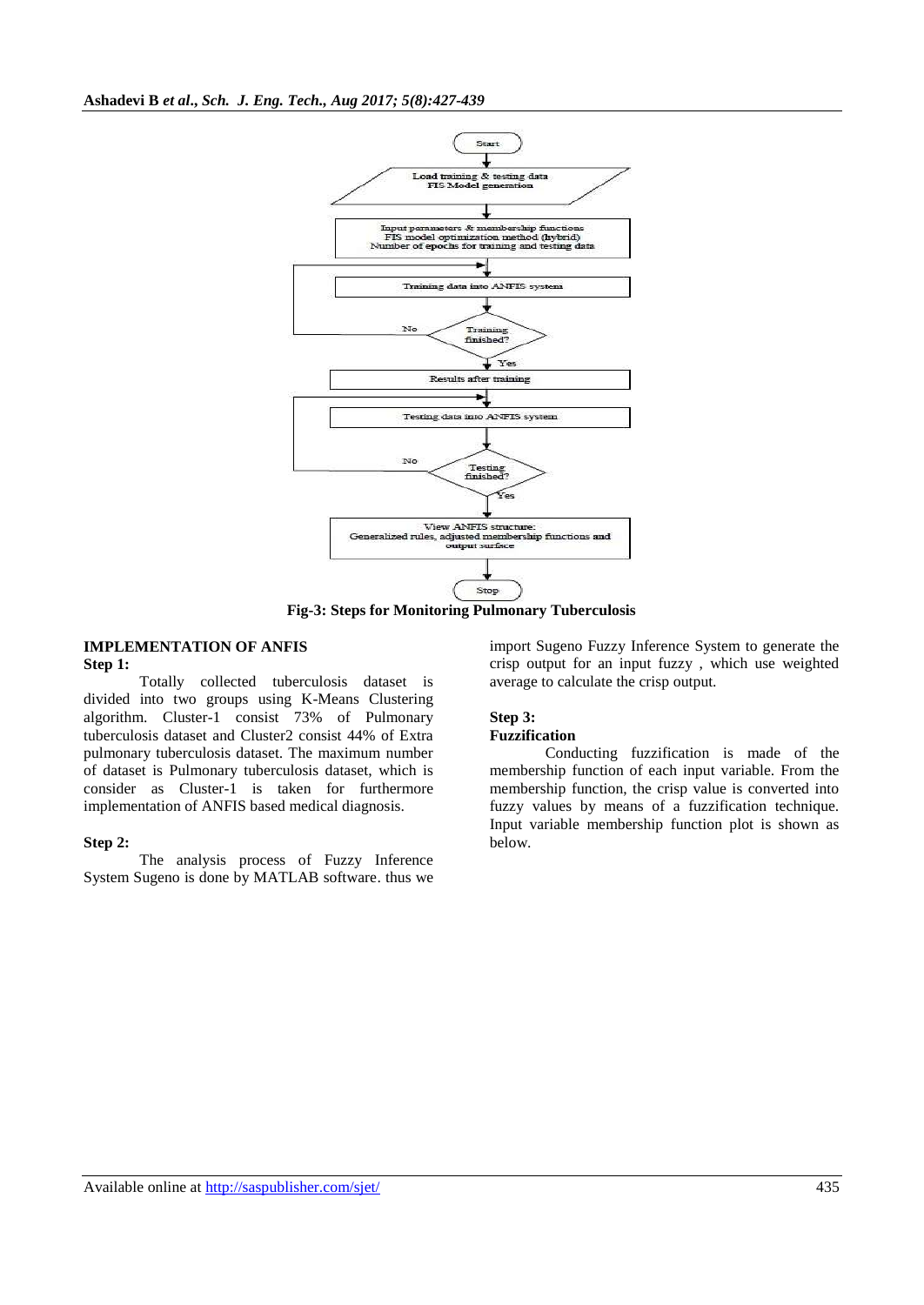Fig-3: Steps for Monitoring Pulmonary Tuberculosis

## IMPLEMENTATION OF ANFIS

### Step 1:

Totally collected tuberculosis dataset is divided into two groups using K-Means Clustering algorithm. Cluster-1 consist 73% of Pulmonary tuberculosis dataset and Cluster2 consist 44% of Extra pulmonary tuberculosis dataset. The maximum number of dataset is Pulmonary tuberculosis dataset, which is consider as Cluster-1 is taken for furthermore implementation of ANFIS based medical diagnosis.

### Step 2:

The analysis process of Fuzzy Inference System Sugeno is done by MATLAB software. thus we import Sugeno Fuzzy Inference System to generate the crisp output for an input fuzzy , which use weighted average to calculate the crisp output.

### Step 3:

**Fuzzification**

Conducting fuzzification is made of the membership function of each input variable. From the membership function, the crisp value is converted into fuzzy values by means of a fuzzification technique. Input variable membership function plot is shown as below.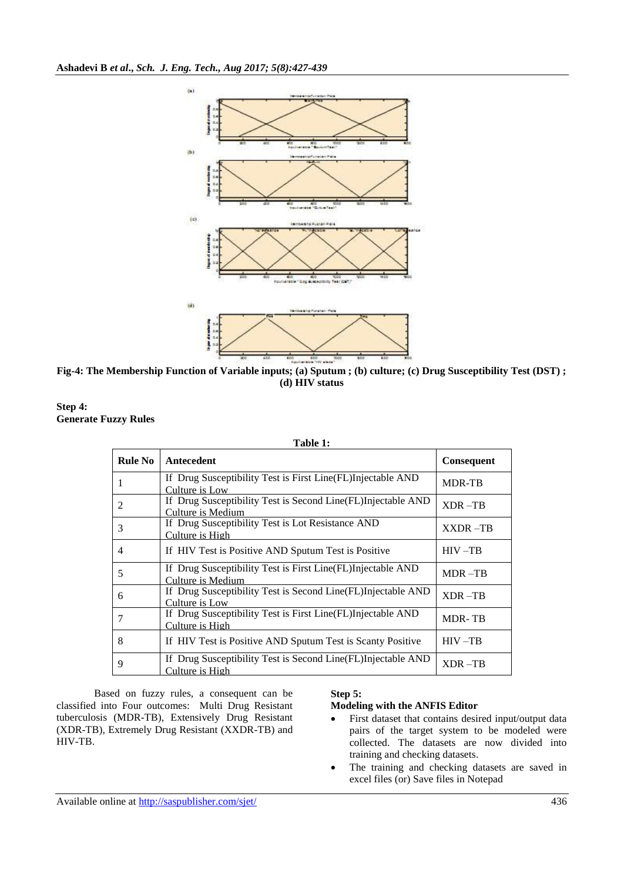Fig-4: The Membership Function of Variable inputs; (a) Sputum ; (b) culture; (c) Drug Susceptibility Test (DST) ; (d) HIV status

**Step 4:**
**Generate Fuzzy Rules**

**Table 1:**

| Rule No | Antecedent | Consequent |
|---|---|---|
| 1 | If Drug Susceptibility Test is First Line(FL)Injectable AND Culture is Low | MDR-TB |
| 2 | If Drug Susceptibility Test is Second Line(FL)Injectable AND Culture is Medium | XDR –TB |
| 3 | If Drug Susceptibility Test is Lot Resistance AND Culture is High | XXDR –TB |
| 4 | If HIV Test is Positive AND Sputum Test is Positive | HIV –TB |
| 5 | If Drug Susceptibility Test is First Line(FL)Injectable AND Culture is Medium | MDR –TB |
| 6 | If Drug Susceptibility Test is Second Line(FL)Injectable AND Culture is Low | XDR –TB |
| 7 | If Drug Susceptibility Test is First Line(FL)Injectable AND Culture is High | MDR- TB |
| 8 | If HIV Test is Positive AND Sputum Test is Scanty Positive | HIV –TB |
| 9 | If Drug Susceptibility Test is Second Line(FL)Injectable AND Culture is High | XDR –TB |

Based on fuzzy rules, a consequent can be classified into Four outcomes: Multi Drug Resistant tuberculosis (MDR-TB), Extensively Drug Resistant (XDR-TB), Extremely Drug Resistant (XXDR-TB) and HIV-TB.

**Step 5:**
**Modeling with the ANFIS Editor**

- First dataset that contains desired input/output data pairs of the target system to be modeled were collected. The datasets are now divided into training and checking datasets.
- The training and checking datasets are saved in excel files (or) Save files in Notepad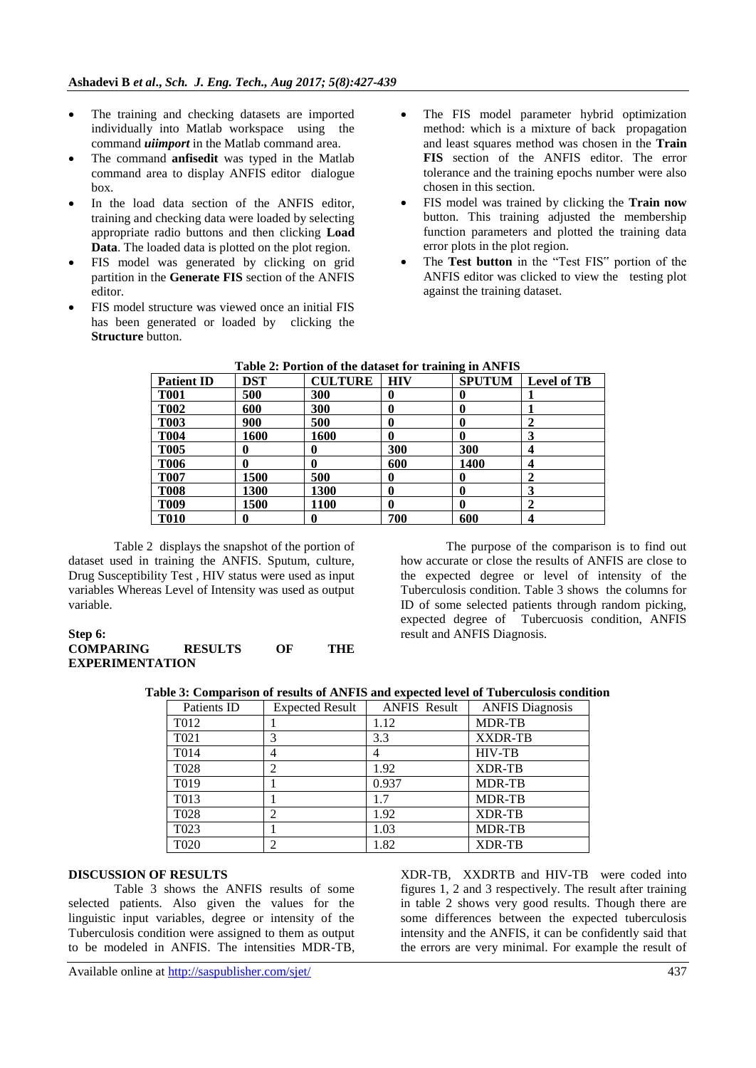- The training and checking datasets are imported individually into Matlab workspace using the command ***uiimport*** in the Matlab command area.
- The command **anfisedit** was typed in the Matlab command area to display ANFIS editor dialogue box.
- In the load data section of the ANFIS editor, training and checking data were loaded by selecting appropriate radio buttons and then clicking **Load Data**. The loaded data is plotted on the plot region.
- FIS model was generated by clicking on grid partition in the **Generate FIS** section of the ANFIS editor.
- FIS model structure was viewed once an initial FIS has been generated or loaded by clicking the **Structure** button.
- The FIS model parameter hybrid optimization method: which is a mixture of back propagation and least squares method was chosen in the **Train FIS** section of the ANFIS editor. The error tolerance and the training epochs number were also chosen in this section.
- FIS model was trained by clicking the **Train now** button. This training adjusted the membership function parameters and plotted the training data error plots in the plot region.
- The **Test button** in the "Test FIS" portion of the ANFIS editor was clicked to view the testing plot against the training dataset.

**Table 2: Portion of the dataset for training in ANFIS**

| Patient ID | DST | CULTURE | HIV | SPUTUM | Level of TB |
|---|---|---|---|---|---|
| T001 | 500 | 300 | 0 | 0 | 1 |
| T002 | 600 | 300 | 0 | 0 | 1 |
| T003 | 900 | 500 | 0 | 0 | 2 |
| T004 | 1600 | 1600 | 0 | 0 | 3 |
| T005 | 0 | 0 | 300 | 300 | 4 |
| T006 | 0 | 0 | 600 | 1400 | 4 |
| T007 | 1500 | 500 | 0 | 0 | 2 |
| T008 | 1300 | 1300 | 0 | 0 | 3 |
| T009 | 1500 | 1100 | 0 | 0 | 2 |
| T010 | 0 | 0 | 700 | 600 | 4 |

Table 2 displays the snapshot of the portion of dataset used in training the ANFIS. Sputum, culture, Drug Susceptibility Test , HIV status were used as input variables Whereas Level of Intensity was used as output variable.

**Step 6:**
**COMPARING RESULTS OF THE EXPERIMENTATION**

The purpose of the comparison is to find out how accurate or close the results of ANFIS are close to the expected degree or level of intensity of the Tuberculosis condition. Table 3 shows the columns for ID of some selected patients through random picking, expected degree of Tubercuosis condition, ANFIS result and ANFIS Diagnosis.

**Table 3: Comparison of results of ANFIS and expected level of Tuberculosis condition**

| Patients ID | Expected Result | ANFIS Result | ANFIS Diagnosis |
|---|---|---|---|
| T012 | 1 | 1.12 | MDR-TB |
| T021 | 3 | 3.3 | XXDR-TB |
| T014 | 4 | 4 | HIV-TB |
| T028 | 2 | 1.92 | XDR-TB |
| T019 | 1 | 0.937 | MDR-TB |
| T013 | 1 | 1.7 | MDR-TB |
| T028 | 2 | 1.92 | XDR-TB |
| T023 | 1 | 1.03 | MDR-TB |
| T020 | 2 | 1.82 | XDR-TB |

**DISCUSSION OF RESULTS**

Table 3 shows the ANFIS results of some selected patients. Also given the values for the linguistic input variables, degree or intensity of the Tuberculosis condition were assigned to them as output to be modeled in ANFIS. The intensities MDR-TB, XDR-TB, XXDRTB and HIV-TB were coded into figures 1, 2 and 3 respectively. The result after training in table 2 shows very good results. Though there are some differences between the expected tuberculosis intensity and the ANFIS, it can be confidently said that the errors are very minimal. For example the result of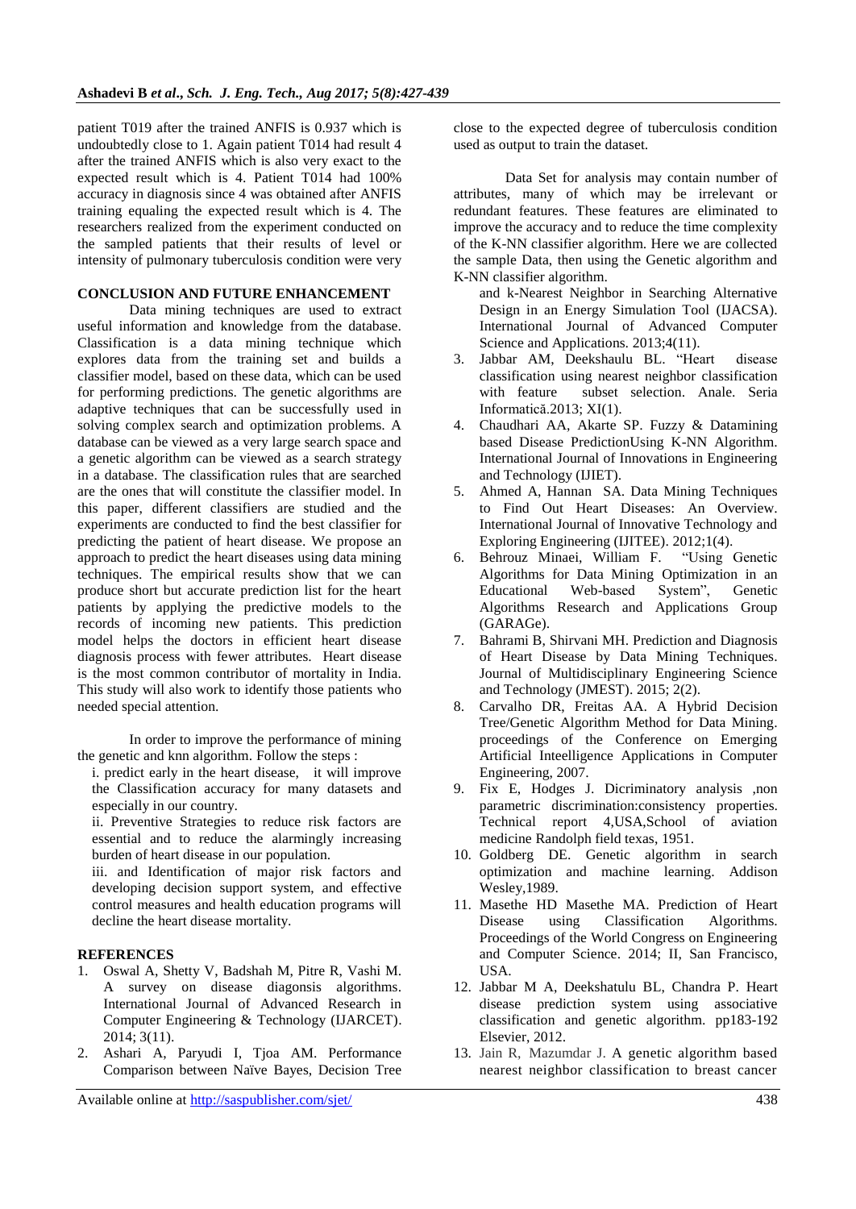patient T019 after the trained ANFIS is 0.937 which is undoubtedly close to 1. Again patient T014 had result 4 after the trained ANFIS which is also very exact to the expected result which is 4. Patient T014 had 100% accuracy in diagnosis since 4 was obtained after ANFIS training equaling the expected result which is 4. The researchers realized from the experiment conducted on the sampled patients that their results of level or intensity of pulmonary tuberculosis condition were very close to the expected degree of tuberculosis condition used as output to train the dataset.

Data Set for analysis may contain number of attributes, many of which may be irrelevant or redundant features. These features are eliminated to improve the accuracy and to reduce the time complexity of the K-NN classifier algorithm. Here we are collected the sample Data, then using the Genetic algorithm and K-NN classifier algorithm.

## CONCLUSION AND FUTURE ENHANCEMENT

Data mining techniques are used to extract useful information and knowledge from the database. Classification is a data mining technique which explores data from the training set and builds a classifier model, based on these data, which can be used for performing predictions. The genetic algorithms are adaptive techniques that can be successfully used in solving complex search and optimization problems. A database can be viewed as a very large search space and a genetic algorithm can be viewed as a search strategy in a database. The classification rules that are searched are the ones that will constitute the classifier model. In this paper, different classifiers are studied and the experiments are conducted to find the best classifier for predicting the patient of heart disease. We propose an approach to predict the heart diseases using data mining techniques. The empirical results show that we can produce short but accurate prediction list for the heart patients by applying the predictive models to the records of incoming new patients. This prediction model helps the doctors in efficient heart disease diagnosis process with fewer attributes. Heart disease is the most common contributor of mortality in India. This study will also work to identify those patients who needed special attention.

In order to improve the performance of mining the genetic and knn algorithm. Follow the steps :

i. predict early in the heart disease, it will improve the Classification accuracy for many datasets and especially in our country.

ii. Preventive Strategies to reduce risk factors are essential and to reduce the alarmingly increasing burden of heart disease in our population.

iii. and Identification of major risk factors and developing decision support system, and effective control measures and health education programs will decline the heart disease mortality.

## REFERENCES

1. Oswal A, Shetty V, Badshah M, Pitre R, Vashi M. A survey on disease diagonsis algorithms. International Journal of Advanced Research in Computer Engineering & Technology (IJARCET). 2014; 3(11).
2. Ashari A, Paryudi I, Tjoa AM. Performance Comparison between Naïve Bayes, Decision Tree and k-Nearest Neighbor in Searching Alternative Design in an Energy Simulation Tool (IJACSA). International Journal of Advanced Computer Science and Applications. 2013;4(11).
3. Jabbar AM, Deekshaulu BL. "Heart disease classification using nearest neighbor classification with feature subset selection. Anale. Seria Informatică.2013; XI(1).
4. Chaudhari AA, Akarte SP. Fuzzy & Datamining based Disease PredictionUsing K-NN Algorithm. International Journal of Innovations in Engineering and Technology (IJIET).
5. Ahmed A, Hannan SA. Data Mining Techniques to Find Out Heart Diseases: An Overview. International Journal of Innovative Technology and Exploring Engineering (IJITEE). 2012;1(4).
6. Behrouz Minaei, William F. "Using Genetic Algorithms for Data Mining Optimization in an Educational Web-based System", Genetic Algorithms Research and Applications Group (GARAGe).
7. Bahrami B, Shirvani MH. Prediction and Diagnosis of Heart Disease by Data Mining Techniques. Journal of Multidisciplinary Engineering Science and Technology (JMEST). 2015; 2(2).
8. Carvalho DR, Freitas AA. A Hybrid Decision Tree/Genetic Algorithm Method for Data Mining. proceedings of the Conference on Emerging Artificial Inteelligence Applications in Computer Engineering, 2007.
9. Fix E, Hodges J. Dicriminatory analysis ,non parametric discrimination:consistency properties. Technical report 4,USA,School of aviation medicine Randolph field texas, 1951.
10. Goldberg DE. Genetic algorithm in search optimization and machine learning. Addison Wesley,1989.
11. Masethe HD Masethe MA. Prediction of Heart Disease using Classification Algorithms. Proceedings of the World Congress on Engineering and Computer Science. 2014; II, San Francisco, USA.
12. Jabbar M A, Deekshatulu BL, Chandra P. Heart disease prediction system using associative classification and genetic algorithm. pp183-192 Elsevier, 2012.
13. Jain R, Mazumdar J. A genetic algorithm based nearest neighbor classification to breast cancer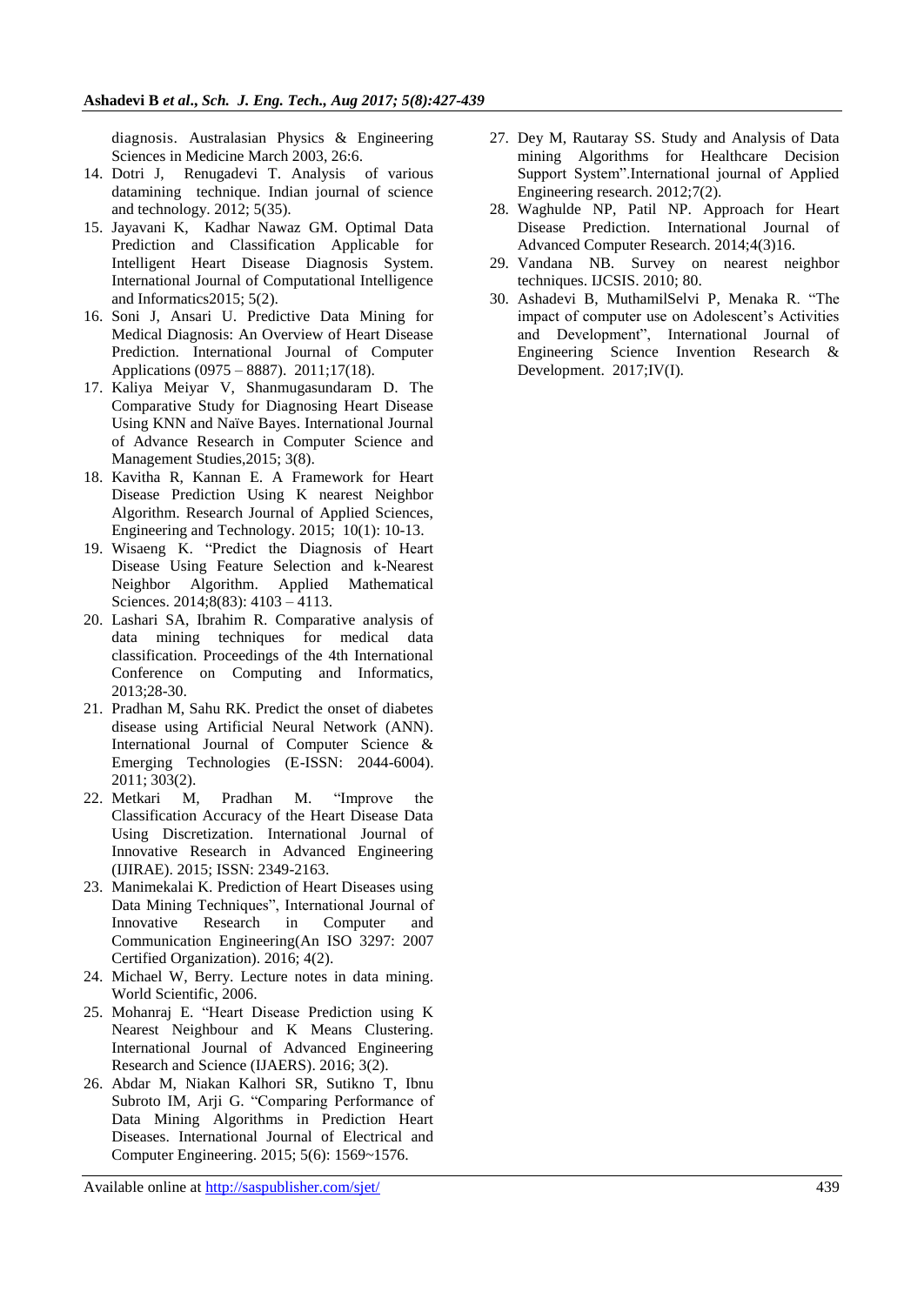diagnosis. Australasian Physics & Engineering Sciences in Medicine March 2003, 26:6.

14. Dotri J, Renugadevi T. Analysis of various datamining technique. Indian journal of science and technology. 2012; 5(35).
15. Jayavani K, Kadhar Nawaz GM. Optimal Data Prediction and Classification Applicable for Intelligent Heart Disease Diagnosis System. International Journal of Computational Intelligence and Informatics2015; 5(2).
16. Soni J, Ansari U. Predictive Data Mining for Medical Diagnosis: An Overview of Heart Disease Prediction. International Journal of Computer Applications (0975 – 8887). 2011;17(18).
17. Kaliya Meiyar V, Shanmugasundaram D. The Comparative Study for Diagnosing Heart Disease Using KNN and Naïve Bayes. International Journal of Advance Research in Computer Science and Management Studies,2015; 3(8).
18. Kavitha R, Kannan E. A Framework for Heart Disease Prediction Using K nearest Neighbor Algorithm. Research Journal of Applied Sciences, Engineering and Technology. 2015; 10(1): 10-13.
19. Wisaeng K. “Predict the Diagnosis of Heart Disease Using Feature Selection and k-Nearest Neighbor Algorithm. Applied Mathematical Sciences. 2014;8(83): 4103 – 4113.
20. Lashari SA, Ibrahim R. Comparative analysis of data mining techniques for medical data classification. Proceedings of the 4th International Conference on Computing and Informatics, 2013;28-30.
21. Pradhan M, Sahu RK. Predict the onset of diabetes disease using Artificial Neural Network (ANN). International Journal of Computer Science & Emerging Technologies (E-ISSN: 2044-6004). 2011; 303(2).
22. Metkari M, Pradhan M. “Improve the Classification Accuracy of the Heart Disease Data Using Discretization. International Journal of Innovative Research in Advanced Engineering (IJIRAE). 2015; ISSN: 2349-2163.
23. Manimekalai K. Prediction of Heart Diseases using Data Mining Techniques”, International Journal of Innovative Research in Computer and Communication Engineering(An ISO 3297: 2007 Certified Organization). 2016; 4(2).
24. Michael W, Berry. Lecture notes in data mining. World Scientific, 2006.
25. Mohanraj E. “Heart Disease Prediction using K Nearest Neighbour and K Means Clustering. International Journal of Advanced Engineering Research and Science (IJAERS). 2016; 3(2).
26. Abdar M, Niakan Kalhori SR, Sutikno T, Ibnu Subroto IM, Arji G. “Comparing Performance of Data Mining Algorithms in Prediction Heart Diseases. International Journal of Electrical and Computer Engineering. 2015; 5(6): 1569~1576.
27. Dey M, Rautaray SS. Study and Analysis of Data mining Algorithms for Healthcare Decision Support System”.International journal of Applied Engineering research. 2012;7(2).
28. Waghulde NP, Patil NP. Approach for Heart Disease Prediction. International Journal of Advanced Computer Research. 2014;4(3)16.
29. Vandana NB. Survey on nearest neighbor techniques. IJCSIS. 2010; 80.
30. Ashadevi B, MuthamilSelvi P, Menaka R. “The impact of computer use on Adolescent’s Activities and Development”, International Journal of Engineering Science Invention Research & Development. 2017;IV(I).